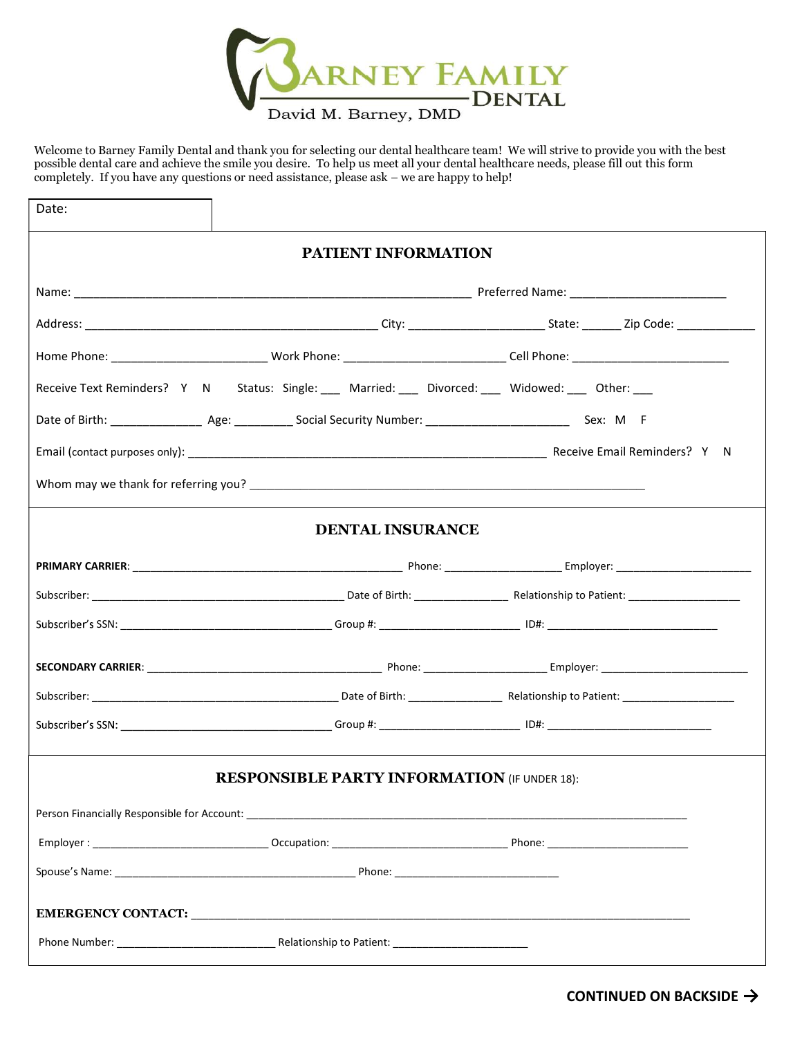# BARNEY FAMILY DENTAL

David M. Barney, DMD

Welcome to Barney Family Dental and thank you for selecting our dental healthcare team! We will strive to provide you with the best possible dental care and achieve the smile you desire. To help us meet all your dental healthcare needs, please fill out this form completely. If you have any questions or need assistance, please ask – we are happy to help!

Date:

## PATIENT INFORMATION

Name: _______________________________________________ Preferred Name: ____________________

Address: _____________________________________ City: __________________ State: ______ Zip Code: ___________

Home Phone: ____________________ Work Phone: ____________________ Cell Phone: ____________________

Receive Text Reminders? Y N Status: Single: ___ Married: ___ Divorced: ___ Widowed: ___ Other: ___

Date of Birth: ____________ Age: ________ Social Security Number: ____________________ Sex: M F

Email (contact purposes only): _______________________________________________ Receive Email Reminders? Y N

Whom may we thank for referring you? _______________________________________________

## DENTAL INSURANCE

**PRIMARY CARRIER**: ____________________________________ Phone: ________________ Employer: ____________________

Subscriber: ____________________________________ Date of Birth: ____________ Relationship to Patient: ________________

Subscriber's SSN: ______________________________ Group #: ____________________ ID#: ________________________

**SECONDARY CARRIER**: ________________________________ Phone: __________________ Employer: ______________________

Subscriber: ____________________________________ Date of Birth: ____________ Relationship to Patient: ________________

Subscriber's SSN: ______________________________ Group #: ____________________ ID#: ________________________

## RESPONSIBLE PARTY INFORMATION (IF UNDER 18):

Person Financially Responsible for Account: __________________________________________________________

Employer : ________________________ Occupation: ________________________ Phone: ____________________

Spouse's Name: ________________________________ Phone: ______________________

**EMERGENCY CONTACT:** ____________________________________________________________________

Phone Number: ______________________ Relationship to Patient: ____________________

**CONTINUED ON BACKSIDE →**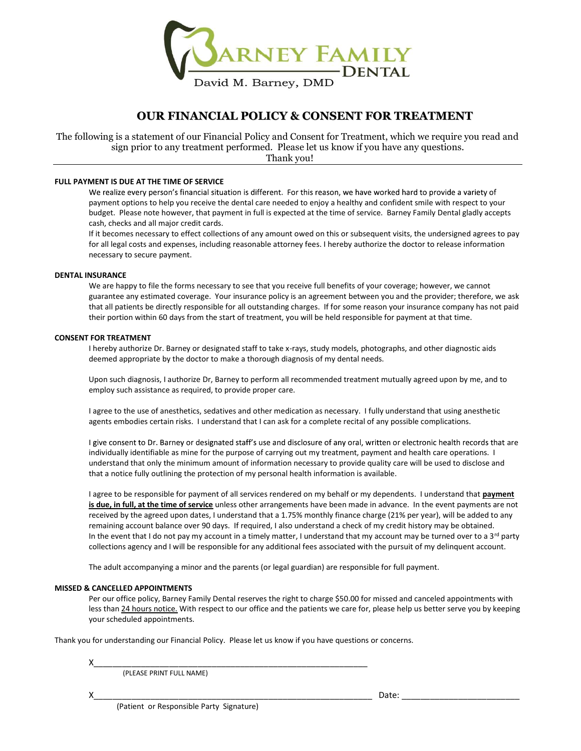# Barney Family Dental

David M. Barney, DMD

## OUR FINANCIAL POLICY & CONSENT FOR TREATMENT

The following is a statement of our Financial Policy and Consent for Treatment, which we require you read and sign prior to any treatment performed. Please let us know if you have any questions.
Thank you!

---

**FULL PAYMENT IS DUE AT THE TIME OF SERVICE**

We realize every person's financial situation is different. For this reason, we have worked hard to provide a variety of payment options to help you receive the dental care needed to enjoy a healthy and confident smile with respect to your budget. Please note however, that payment in full is expected at the time of service. Barney Family Dental gladly accepts cash, checks and all major credit cards.

If it becomes necessary to effect collections of any amount owed on this or subsequent visits, the undersigned agrees to pay for all legal costs and expenses, including reasonable attorney fees. I hereby authorize the doctor to release information necessary to secure payment.

**DENTAL INSURANCE**

We are happy to file the forms necessary to see that you receive full benefits of your coverage; however, we cannot guarantee any estimated coverage. Your insurance policy is an agreement between you and the provider; therefore, we ask that all patients be directly responsible for all outstanding charges. If for some reason your insurance company has not paid their portion within 60 days from the start of treatment, you will be held responsible for payment at that time.

**CONSENT FOR TREATMENT**

I hereby authorize Dr. Barney or designated staff to take x-rays, study models, photographs, and other diagnostic aids deemed appropriate by the doctor to make a thorough diagnosis of my dental needs.

Upon such diagnosis, I authorize Dr, Barney to perform all recommended treatment mutually agreed upon by me, and to employ such assistance as required, to provide proper care.

I agree to the use of anesthetics, sedatives and other medication as necessary. I fully understand that using anesthetic agents embodies certain risks. I understand that I can ask for a complete recital of any possible complications.

I give consent to Dr. Barney or designated staff's use and disclosure of any oral, written or electronic health records that are individually identifiable as mine for the purpose of carrying out my treatment, payment and health care operations. I understand that only the minimum amount of information necessary to provide quality care will be used to disclose and that a notice fully outlining the protection of my personal health information is available.

I agree to be responsible for payment of all services rendered on my behalf or my dependents. I understand that **payment is due, in full, at the time of service** unless other arrangements have been made in advance. In the event payments are not received by the agreed upon dates, I understand that a 1.75% monthly finance charge (21% per year), will be added to any remaining account balance over 90 days. If required, I also understand a check of my credit history may be obtained. In the event that I do not pay my account in a timely matter, I understand that my account may be turned over to a 3rd party collections agency and I will be responsible for any additional fees associated with the pursuit of my delinquent account.

The adult accompanying a minor and the parents (or legal guardian) are responsible for full payment.

**MISSED & CANCELLED APPOINTMENTS**

Per our office policy, Barney Family Dental reserves the right to charge $50.00 for missed and canceled appointments with less than 24 hours notice. With respect to our office and the patients we care for, please help us better serve you by keeping your scheduled appointments.

Thank you for understanding our Financial Policy. Please let us know if you have questions or concerns.

X_______________________________________________
(PLEASE PRINT FULL NAME)

X_______________________________________________ Date: ____________________
(Patient or Responsible Party Signature)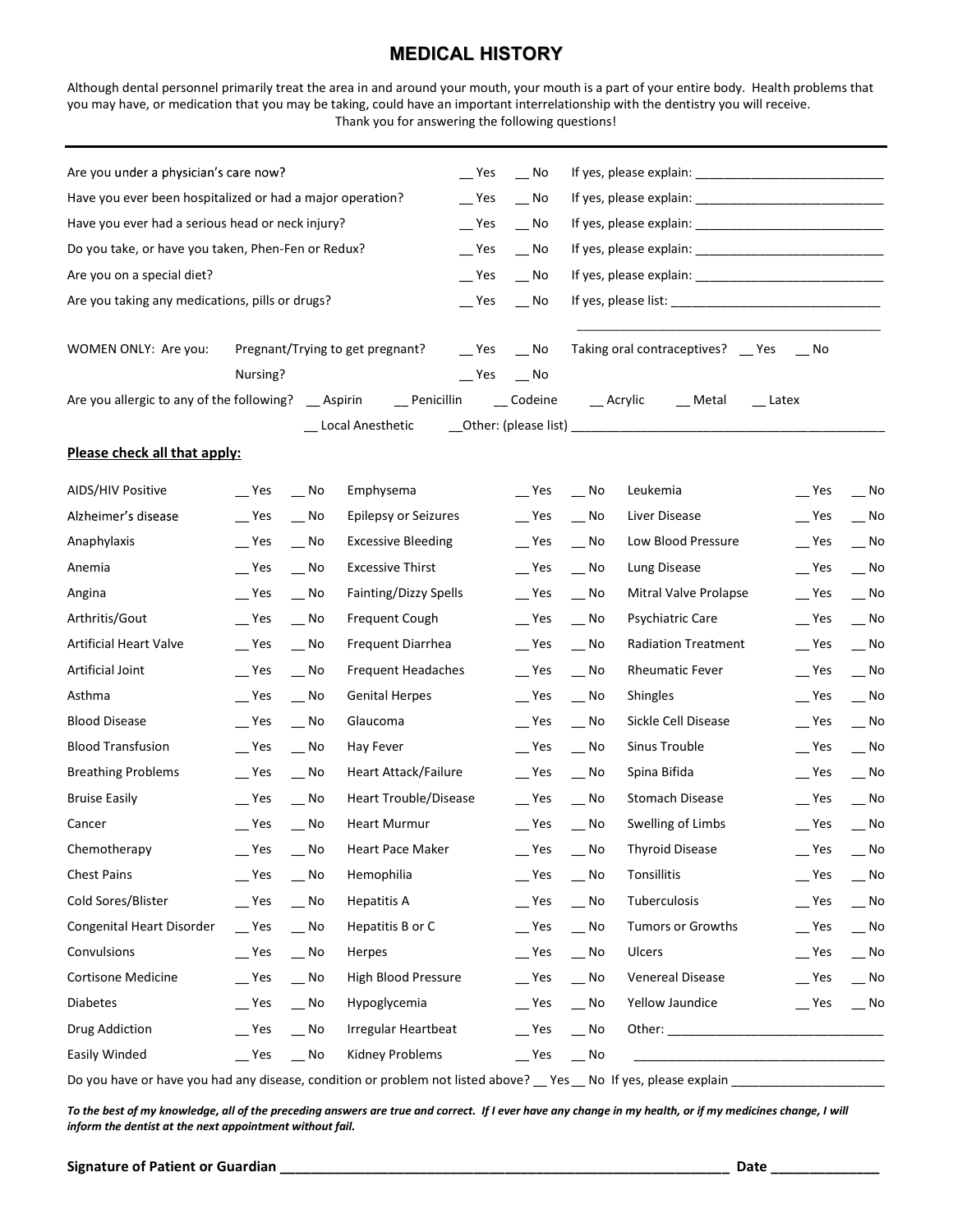# MEDICAL HISTORY

Although dental personnel primarily treat the area in and around your mouth, your mouth is a part of your entire body. Health problems that you may have, or medication that you may be taking, could have an important interrelationship with the dentistry you will receive.
Thank you for answering the following questions!

---

Are you under a physician's care now? __ Yes __ No If yes, please explain: ___________________________

Have you ever been hospitalized or had a major operation? __ Yes __ No If yes, please explain: ___________________________

Have you ever had a serious head or neck injury? __ Yes __ No If yes, please explain: ___________________________

Do you take, or have you taken, Phen-Fen or Redux? __ Yes __ No If yes, please explain: ___________________________

Are you on a special diet? __ Yes __ No If yes, please explain: ___________________________

Are you taking any medications, pills or drugs? __ Yes __ No If yes, please list: ______________________________
_____________________________________________

WOMEN ONLY: Are you: Pregnant/Trying to get pregnant? __ Yes __ No Taking oral contraceptives? __ Yes __ No

Nursing? __ Yes __ No

Are you allergic to any of the following? __ Aspirin __ Penicillin __ Codeine __ Acrylic __ Metal __ Latex
__ Local Anesthetic __Other: (please list) ____________________________________________

**Please check all that apply:**

| Condition | | | Condition | | | Condition | | |
|---|---|---|---|---|---|---|---|---|
| AIDS/HIV Positive | __ Yes | __ No | Emphysema | __ Yes | __ No | Leukemia | __ Yes | __ No |
| Alzheimer's disease | __ Yes | __ No | Epilepsy or Seizures | __ Yes | __ No | Liver Disease | __ Yes | __ No |
| Anaphylaxis | __ Yes | __ No | Excessive Bleeding | __ Yes | __ No | Low Blood Pressure | __ Yes | __ No |
| Anemia | __ Yes | __ No | Excessive Thirst | __ Yes | __ No | Lung Disease | __ Yes | __ No |
| Angina | __ Yes | __ No | Fainting/Dizzy Spells | __ Yes | __ No | Mitral Valve Prolapse | __ Yes | __ No |
| Arthritis/Gout | __ Yes | __ No | Frequent Cough | __ Yes | __ No | Psychiatric Care | __ Yes | __ No |
| Artificial Heart Valve | __ Yes | __ No | Frequent Diarrhea | __ Yes | __ No | Radiation Treatment | __ Yes | __ No |
| Artificial Joint | __ Yes | __ No | Frequent Headaches | __ Yes | __ No | Rheumatic Fever | __ Yes | __ No |
| Asthma | __ Yes | __ No | Genital Herpes | __ Yes | __ No | Shingles | __ Yes | __ No |
| Blood Disease | __ Yes | __ No | Glaucoma | __ Yes | __ No | Sickle Cell Disease | __ Yes | __ No |
| Blood Transfusion | __ Yes | __ No | Hay Fever | __ Yes | __ No | Sinus Trouble | __ Yes | __ No |
| Breathing Problems | __ Yes | __ No | Heart Attack/Failure | __ Yes | __ No | Spina Bifida | __ Yes | __ No |
| Bruise Easily | __ Yes | __ No | Heart Trouble/Disease | __ Yes | __ No | Stomach Disease | __ Yes | __ No |
| Cancer | __ Yes | __ No | Heart Murmur | __ Yes | __ No | Swelling of Limbs | __ Yes | __ No |
| Chemotherapy | __ Yes | __ No | Heart Pace Maker | __ Yes | __ No | Thyroid Disease | __ Yes | __ No |
| Chest Pains | __ Yes | __ No | Hemophilia | __ Yes | __ No | Tonsillitis | __ Yes | __ No |
| Cold Sores/Blister | __ Yes | __ No | Hepatitis A | __ Yes | __ No | Tuberculosis | __ Yes | __ No |
| Congenital Heart Disorder | __ Yes | __ No | Hepatitis B or C | __ Yes | __ No | Tumors or Growths | __ Yes | __ No |
| Convulsions | __ Yes | __ No | Herpes | __ Yes | __ No | Ulcers | __ Yes | __ No |
| Cortisone Medicine | __ Yes | __ No | High Blood Pressure | __ Yes | __ No | Venereal Disease | __ Yes | __ No |
| Diabetes | __ Yes | __ No | Hypoglycemia | __ Yes | __ No | Yellow Jaundice | __ Yes | __ No |
| Drug Addiction | __ Yes | __ No | Irregular Heartbeat | __ Yes | __ No | Other: ______________________________ | | |
| Easily Winded | __ Yes | __ No | Kidney Problems | __ Yes | __ No | ___________________________________ | | |

Do you have or have you had any disease, condition or problem not listed above? __ Yes __ No If yes, please explain ______________________

***To the best of my knowledge, all of the preceding answers are true and correct. If I ever have any change in my health, or if my medicines change, I will inform the dentist at the next appointment without fail.***

**Signature of Patient or Guardian** ___________________________________________________________ **Date** _____________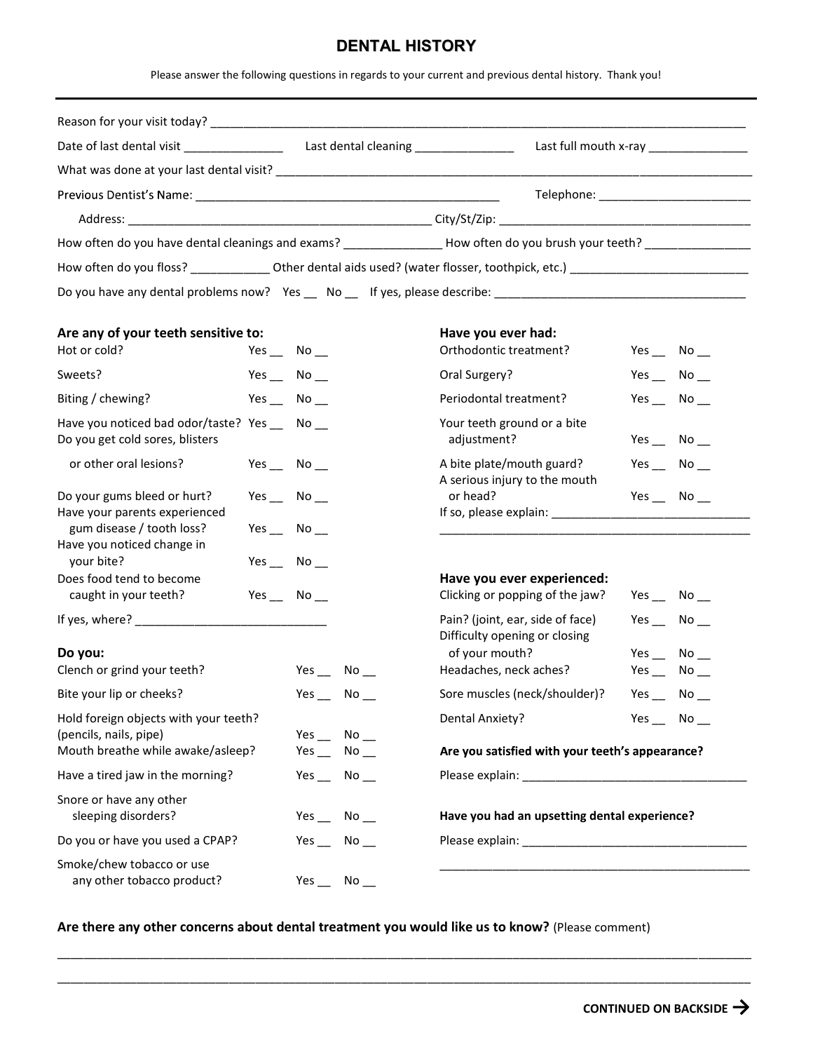# DENTAL HISTORY

Please answer the following questions in regards to your current and previous dental history. Thank you!

Reason for your visit today? ____________________________________________

Date of last dental visit _______________ Last dental cleaning _______________ Last full mouth x-ray _______________

What was done at your last dental visit? ____________________________________________

Previous Dentist's Name: ____________________________________________ Telephone: _______________________

Address: ____________________________________________ City/St/Zip: ______________________________________

How often do you have dental cleanings and exams? _______________ How often do you brush your teeth? ________________

How often do you floss? ____________ Other dental aids used? (water flosser, toothpick, etc.) ___________________________

Do you have any dental problems now? Yes __ No __ If yes, please describe: ______________________________________

### Are any of your teeth sensitive to:

- Hot or cold? Yes __ No __
- Sweets? Yes __ No __
- Biting / chewing? Yes __ No __
- Have you noticed bad odor/taste? Yes __ No __
- Do you get cold sores, blisters or other oral lesions? Yes __ No __
- Do your gums bleed or hurt? Yes __ No __
- Have your parents experienced gum disease / tooth loss? Yes __ No __
- Have you noticed change in your bite? Yes __ No __
- Does food tend to become caught in your teeth? Yes __ No __

If yes, where? _____________________________

### Do you:

- Clench or grind your teeth? Yes __ No __
- Bite your lip or cheeks? Yes __ No __
- Hold foreign objects with your teeth? (pencils, nails, pipe) Yes __ No __
- Mouth breathe while awake/asleep? Yes __ No __
- Have a tired jaw in the morning? Yes __ No __
- Snore or have any other sleeping disorders? Yes __ No __
- Do you or have you used a CPAP? Yes __ No __
- Smoke/chew tobacco or use any other tobacco product? Yes __ No __

### Have you ever had:

- Orthodontic treatment? Yes __ No __
- Oral Surgery? Yes __ No __
- Periodontal treatment? Yes __ No __
- Your teeth ground or a bite adjustment? Yes __ No __
- A bite plate/mouth guard? Yes __ No __
- A serious injury to the mouth or head? Yes __ No __

If so, please explain: ______________________________

_______________________________________________

### Have you ever experienced:

- Clicking or popping of the jaw? Yes __ No __
- Pain? (joint, ear, side of face) Yes __ No __
- Difficulty opening or closing of your mouth? Yes __ No __
- Headaches, neck aches? Yes __ No __
- Sore muscles (neck/shoulder)? Yes __ No __
- Dental Anxiety? Yes __ No __

**Are you satisfied with your teeth's appearance?**

Please explain: __________________________________

**Have you had an upsetting dental experience?**

Please explain: __________________________________

_______________________________________________

**Are there any other concerns about dental treatment you would like us to know?** (Please comment)

_______________________________________________________________________________________________

_______________________________________________________________________________________________

**CONTINUED ON BACKSIDE →**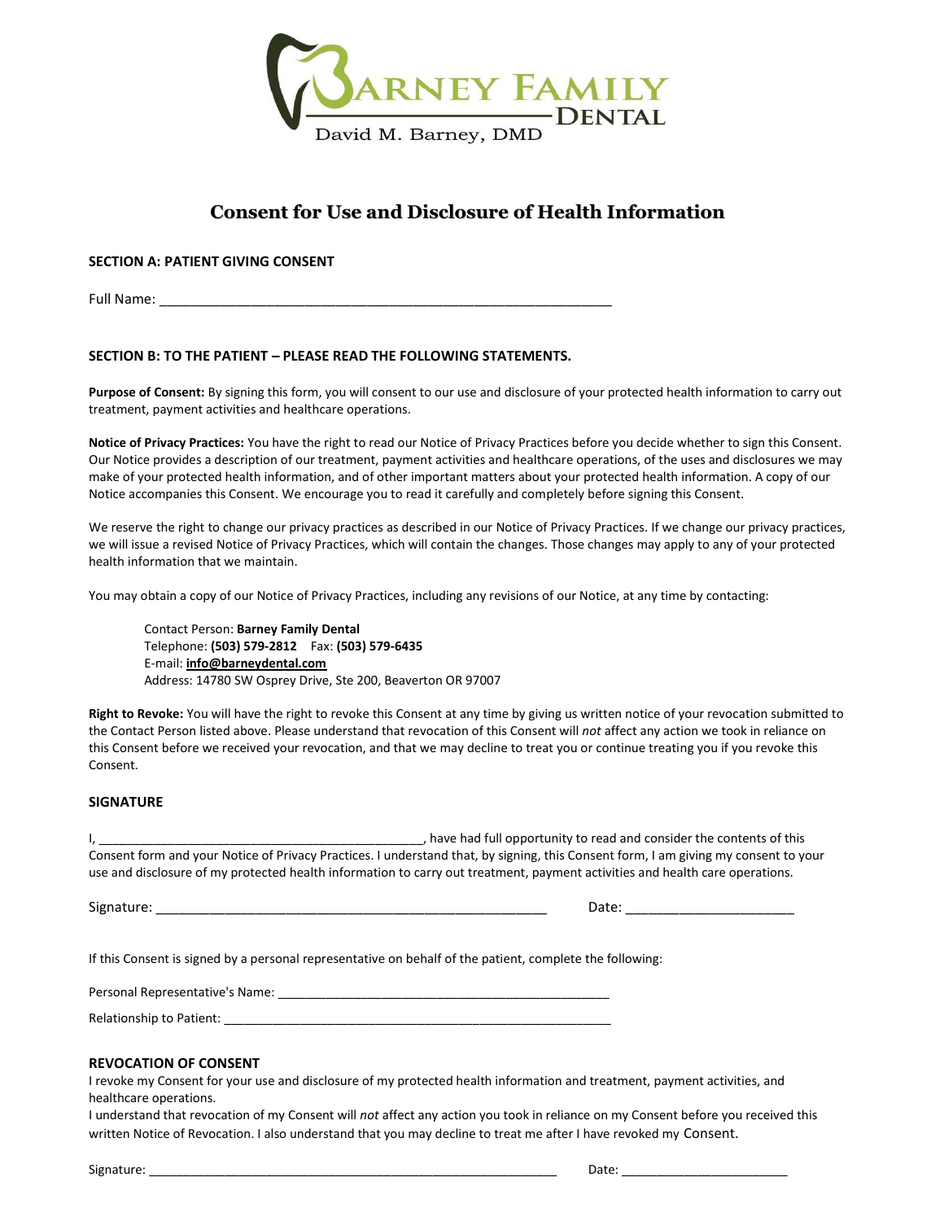BARNEY FAMILY DENTAL
David M. Barney, DMD

# Consent for Use and Disclosure of Health Information

**SECTION A: PATIENT GIVING CONSENT**

Full Name: ___________________________________________________________

**SECTION B: TO THE PATIENT – PLEASE READ THE FOLLOWING STATEMENTS.**

**Purpose of Consent:** By signing this form, you will consent to our use and disclosure of your protected health information to carry out treatment, payment activities and healthcare operations.

**Notice of Privacy Practices:** You have the right to read our Notice of Privacy Practices before you decide whether to sign this Consent. Our Notice provides a description of our treatment, payment activities and healthcare operations, of the uses and disclosures we may make of your protected health information, and of other important matters about your protected health information. A copy of our Notice accompanies this Consent. We encourage you to read it carefully and completely before signing this Consent.

We reserve the right to change our privacy practices as described in our Notice of Privacy Practices. If we change our privacy practices, we will issue a revised Notice of Privacy Practices, which will contain the changes. Those changes may apply to any of your protected health information that we maintain.

You may obtain a copy of our Notice of Privacy Practices, including any revisions of our Notice, at any time by contacting:

Contact Person: **Barney Family Dental**
Telephone: **(503) 579-2812** Fax: **(503) 579-6435**
E-mail: **info@barneydental.com**
Address: 14780 SW Osprey Drive, Ste 200, Beaverton OR 97007

**Right to Revoke:** You will have the right to revoke this Consent at any time by giving us written notice of your revocation submitted to the Contact Person listed above. Please understand that revocation of this Consent will *not* affect any action we took in reliance on this Consent before we received your revocation, and that we may decline to treat you or continue treating you if you revoke this Consent.

**SIGNATURE**

I, _______________________________________________, have had full opportunity to read and consider the contents of this Consent form and your Notice of Privacy Practices. I understand that, by signing, this Consent form, I am giving my consent to your use and disclosure of my protected health information to carry out treatment, payment activities and health care operations.

Signature: ____________________________________________________ Date: ______________________

If this Consent is signed by a personal representative on behalf of the patient, complete the following:

Personal Representative's Name: _________________________________________________

Relationship to Patient: _________________________________________________________

**REVOCATION OF CONSENT**

I revoke my Consent for your use and disclosure of my protected health information and treatment, payment activities, and healthcare operations.

I understand that revocation of my Consent will *not* affect any action you took in reliance on my Consent before you received this written Notice of Revocation. I also understand that you may decline to treat me after I have revoked my Consent.

Signature: ____________________________________________________________ Date: ________________________